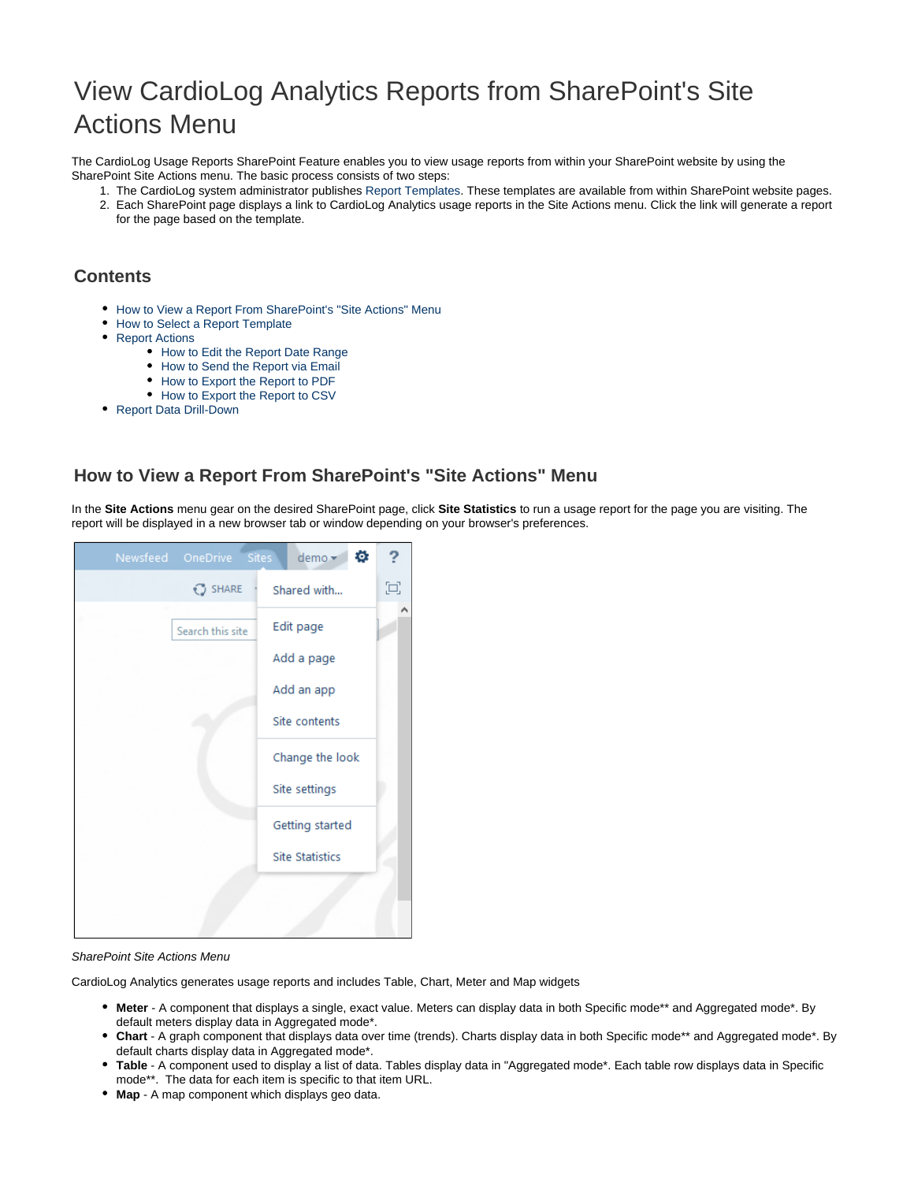# View CardioLog Analytics Reports from SharePoint's Site Actions Menu

The CardioLog Usage Reports SharePoint Feature enables you to view usage reports from within your SharePoint website by using the SharePoint Site Actions menu. The basic process consists of two steps:

1. The CardioLog system administrator publishes Report Templates. These templates are available from within SharePoint website pages.
2. Each SharePoint page displays a link to CardioLog Analytics usage reports in the Site Actions menu. Click the link will generate a report for the page based on the template.

## Contents

- How to View a Report From SharePoint's "Site Actions" Menu
- How to Select a Report Template
- Report Actions
    - How to Edit the Report Date Range
    - How to Send the Report via Email
    - How to Export the Report to PDF
    - How to Export the Report to CSV
- Report Data Drill-Down

## How to View a Report From SharePoint's "Site Actions" Menu

In the **Site Actions** menu gear on the desired SharePoint page, click **Site Statistics** to run a usage report for the page you are visiting. The report will be displayed in a new browser tab or window depending on your browser's preferences.

*SharePoint Site Actions Menu*

CardioLog Analytics generates usage reports and includes Table, Chart, Meter and Map widgets

- **Meter** - A component that displays a single, exact value. Meters can display data in both Specific mode** and Aggregated mode*. By default meters display data in Aggregated mode*.
- **Chart** - A graph component that displays data over time (trends). Charts display data in both Specific mode** and Aggregated mode*. By default charts display data in Aggregated mode*.
- **Table** - A component used to display a list of data. Tables display data in "Aggregated mode*. Each table row displays data in Specific mode**. The data for each item is specific to that item URL.
- **Map** - A map component which displays geo data.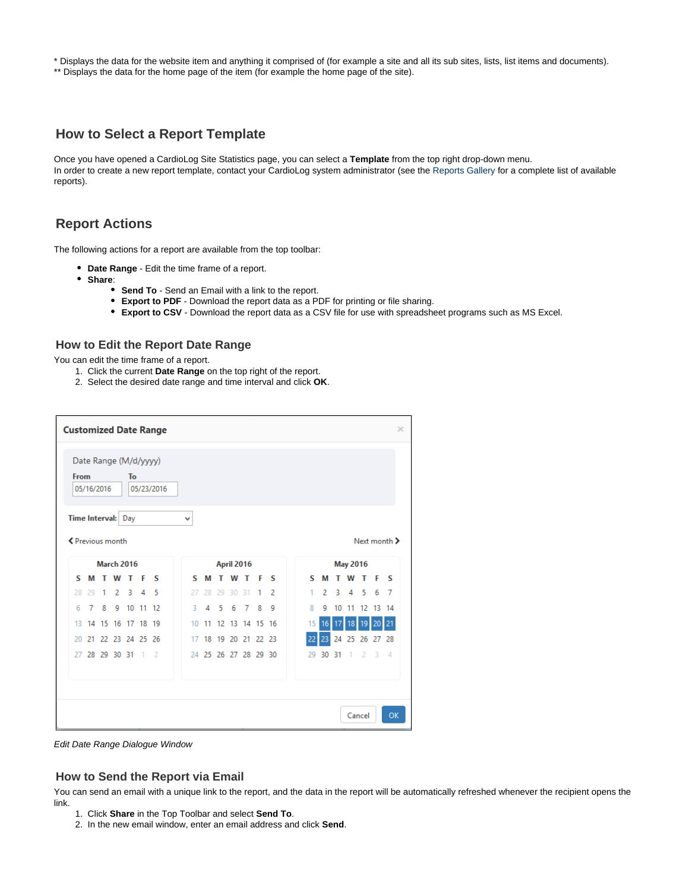\* Displays the data for the website item and anything it comprised of (for example a site and all its sub sites, lists, list items and documents).
\*\* Displays the data for the home page of the item (for example the home page of the site).

## How to Select a Report Template

Once you have opened a CardioLog Site Statistics page, you can select a **Template** from the top right drop-down menu.
In order to create a new report template, contact your CardioLog system administrator (see the Reports Gallery for a complete list of available reports).

## Report Actions

The following actions for a report are available from the top toolbar:

- **Date Range** - Edit the time frame of a report.
- **Share**:
  - **Send To** - Send an Email with a link to the report.
  - **Export to PDF** - Download the report data as a PDF for printing or file sharing.
  - **Export to CSV** - Download the report data as a CSV file for use with spreadsheet programs such as MS Excel.

### How to Edit the Report Date Range

You can edit the time frame of a report.

1. Click the current **Date Range** on the top right of the report.
2. Select the desired date range and time interval and click **OK**.

*Edit Date Range Dialogue Window*

### How to Send the Report via Email

You can send an email with a unique link to the report, and the data in the report will be automatically refreshed whenever the recipient opens the link.

1. Click **Share** in the Top Toolbar and select **Send To**.
2. In the new email window, enter an email address and click **Send**.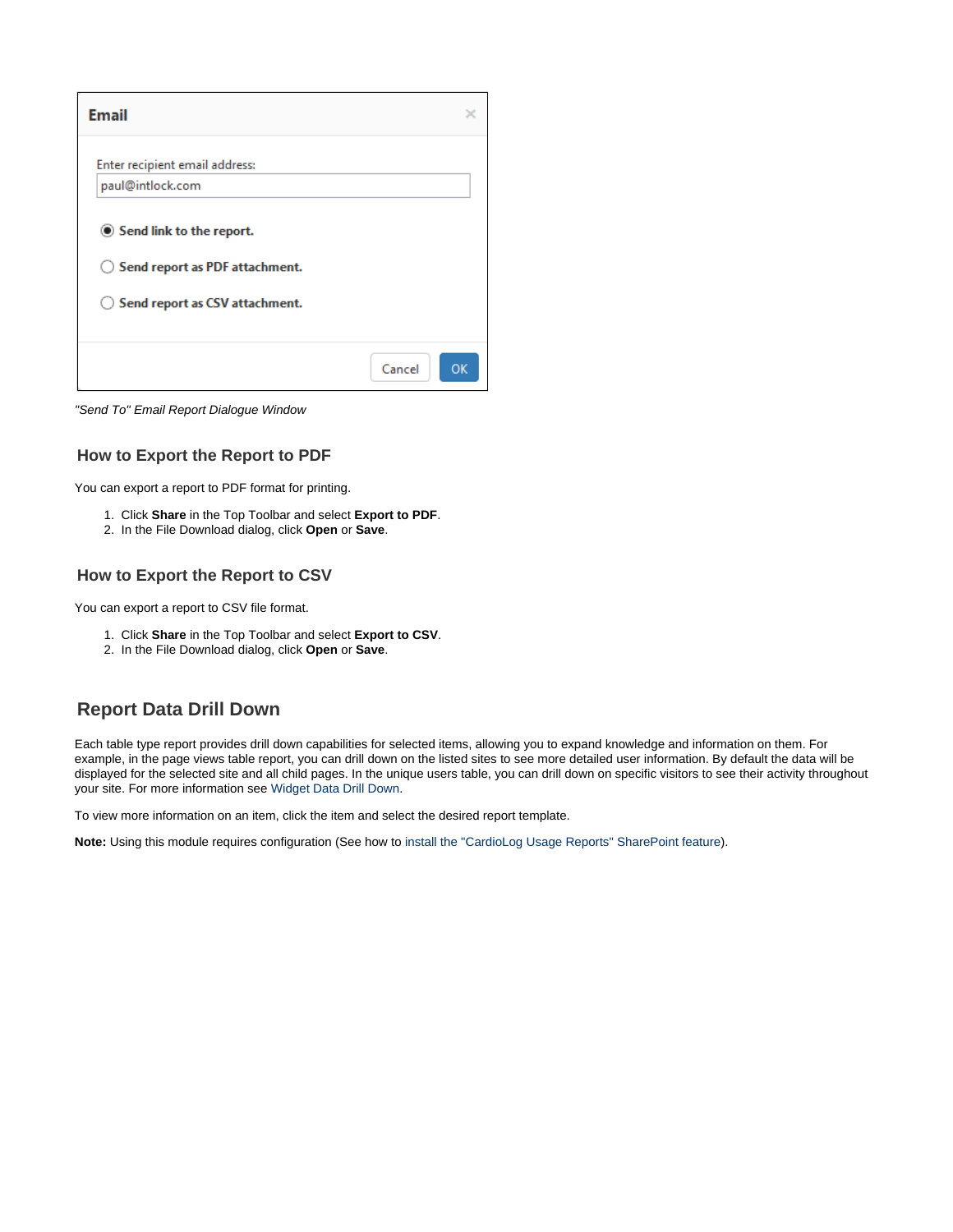Email

Enter recipient email address:

paul@intlock.com

- (•) Send link to the report.
- ( ) Send report as PDF attachment.
- ( ) Send report as CSV attachment.

Cancel OK

*"Send To" Email Report Dialogue Window*

### How to Export the Report to PDF

You can export a report to PDF format for printing.

1. Click **Share** in the Top Toolbar and select **Export to PDF**.
2. In the File Download dialog, click **Open** or **Save**.

### How to Export the Report to CSV

You can export a report to CSV file format.

1. Click **Share** in the Top Toolbar and select **Export to CSV**.
2. In the File Download dialog, click **Open** or **Save**.

## Report Data Drill Down

Each table type report provides drill down capabilities for selected items, allowing you to expand knowledge and information on them. For example, in the page views table report, you can drill down on the listed sites to see more detailed user information. By default the data will be displayed for the selected site and all child pages. In the unique users table, you can drill down on specific visitors to see their activity throughout your site. For more information see Widget Data Drill Down.

To view more information on an item, click the item and select the desired report template.

**Note:** Using this module requires configuration (See how to install the "CardioLog Usage Reports" SharePoint feature).